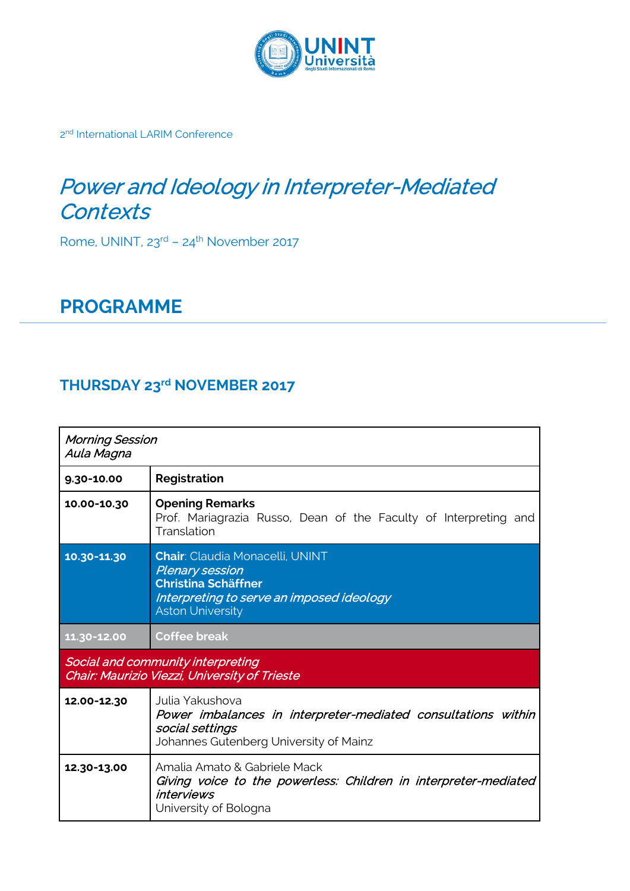2nd International LARIM Conference

# *Power and Ideology in Interpreter-Mediated Contexts*

Rome, UNINT, 23rd – 24th November 2017

## PROGRAMME

### THURSDAY 23rd NOVEMBER 2017

| *Morning Session*<br>*Aula Magna* | |
|---|---|
| **9.30-10.00** | **Registration** |
| **10.00-10.30** | **Opening Remarks**<br>Prof. Mariagrazia Russo, Dean of the Faculty of Interpreting and Translation |
| **10.30-11.30** | **Chair**: Claudia Monacelli, UNINT<br>*Plenary session*<br>**Christina Schäffner**<br>*Interpreting to serve an imposed ideology*<br>Aston University |
| **11.30-12.00** | **Coffee break** |
| *Social and community interpreting*<br>*Chair: Maurizio Viezzi, University of Trieste* | |
| **12.00-12.30** | Julia Yakushova<br>*Power imbalances in interpreter-mediated consultations within social settings*<br>Johannes Gutenberg University of Mainz |
| **12.30-13.00** | Amalia Amato & Gabriele Mack<br>*Giving voice to the powerless: Children in interpreter-mediated interviews*<br>University of Bologna |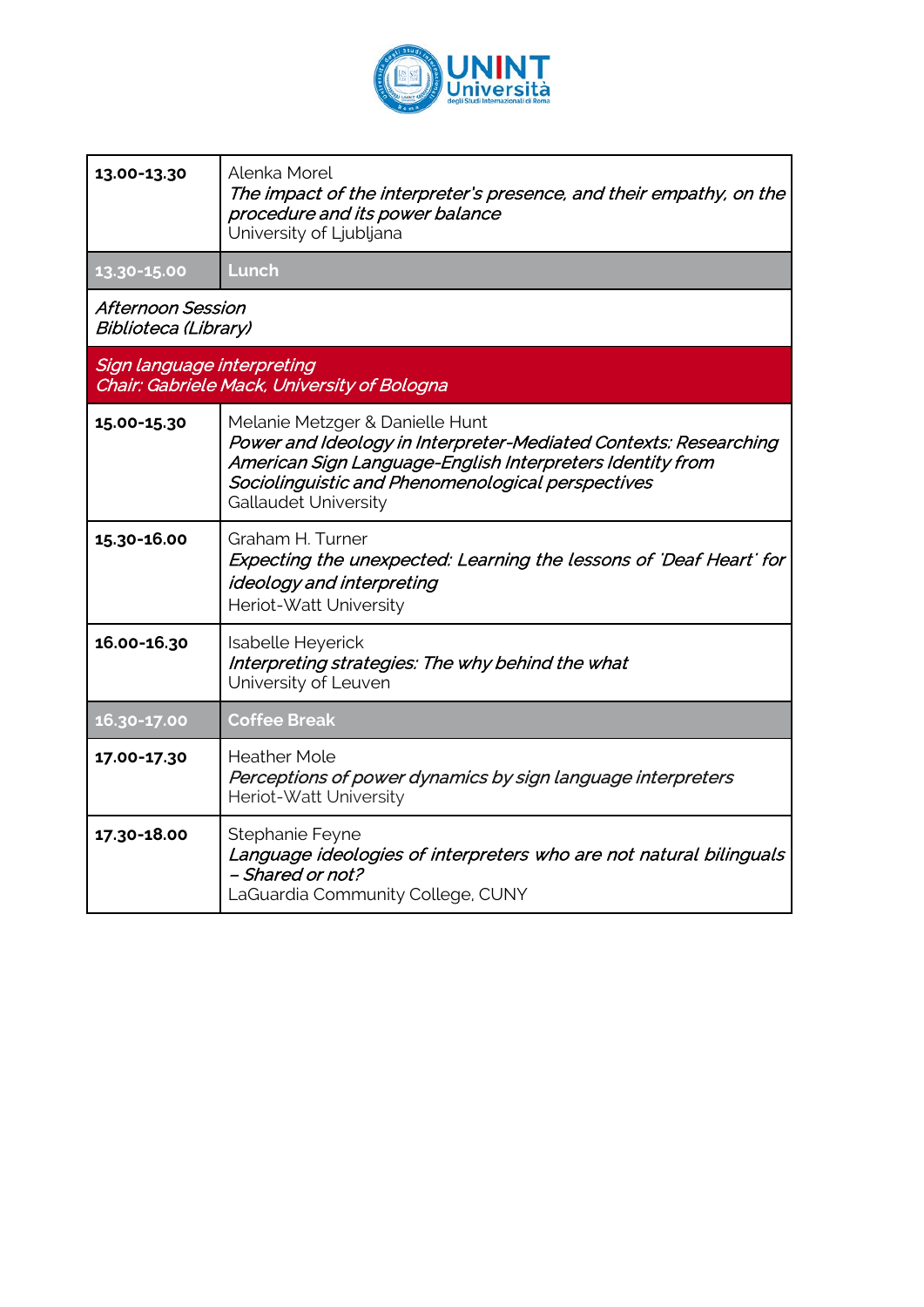| | |
|---|---|
| **13.00-13.30** | Alenka Morel<br>*The impact of the interpreter's presence, and their empathy, on the procedure and its power balance*<br>University of Ljubljana |
| **13.30-15.00** | **Lunch** |
| *Afternoon Session*<br>*Biblioteca (Library)* | |
| *Sign language interpreting*<br>*Chair: Gabriele Mack, University of Bologna* | |
| **15.00-15.30** | Melanie Metzger & Danielle Hunt<br>*Power and Ideology in Interpreter-Mediated Contexts: Researching American Sign Language-English Interpreters Identity from Sociolinguistic and Phenomenological perspectives*<br>Gallaudet University |
| **15.30-16.00** | Graham H. Turner<br>*Expecting the unexpected: Learning the lessons of 'Deaf Heart' for ideology and interpreting*<br>Heriot-Watt University |
| **16.00-16.30** | Isabelle Heyerick<br>*Interpreting strategies: The why behind the what*<br>University of Leuven |
| **16.30-17.00** | **Coffee Break** |
| **17.00-17.30** | Heather Mole<br>*Perceptions of power dynamics by sign language interpreters*<br>Heriot-Watt University |
| **17.30-18.00** | Stephanie Feyne<br>*Language ideologies of interpreters who are not natural bilinguals – Shared or not?*<br>LaGuardia Community College, CUNY |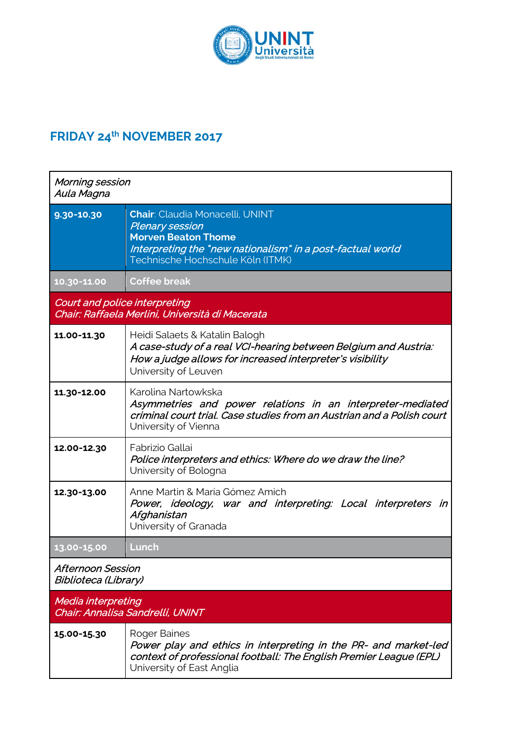## FRIDAY 24th NOVEMBER 2017

| *Morning session*<br>*Aula Magna* | |
|---|---|
| **9.30-10.30** | **Chair**: Claudia Monacelli, UNINT<br>*Plenary session*<br>**Morven Beaton Thome**<br>*Interpreting the "new nationalism" in a post-factual world*<br>Technische Hochschule Köln (ITMK) |
| **10.30-11.00** | **Coffee break** |
| *Court and police interpreting*<br>*Chair: Raffaela Merlini, Università di Macerata* | |
| **11.00-11.30** | Heidi Salaets & Katalin Balogh<br>*A case-study of a real VCI-hearing between Belgium and Austria: How a judge allows for increased interpreter's visibility*<br>University of Leuven |
| **11.30-12.00** | Karolina Nartowkska<br>*Asymmetries and power relations in an interpreter-mediated criminal court trial. Case studies from an Austrian and a Polish court*<br>University of Vienna |
| **12.00-12.30** | Fabrizio Gallai<br>*Police interpreters and ethics: Where do we draw the line?*<br>University of Bologna |
| **12.30-13.00** | Anne Martin & María Gómez Amich<br>*Power, ideology, war and interpreting: Local interpreters in Afghanistan*<br>University of Granada |
| **13.00-15.00** | **Lunch** |
| *Afternoon Session*<br>*Biblioteca (Library)* | |
| *Media interpreting*<br>*Chair: Annalisa Sandrelli, UNINT* | |
| **15.00-15.30** | Roger Baines<br>*Power play and ethics in interpreting in the PR- and market-led context of professional football: The English Premier League (EPL)*<br>University of East Anglia |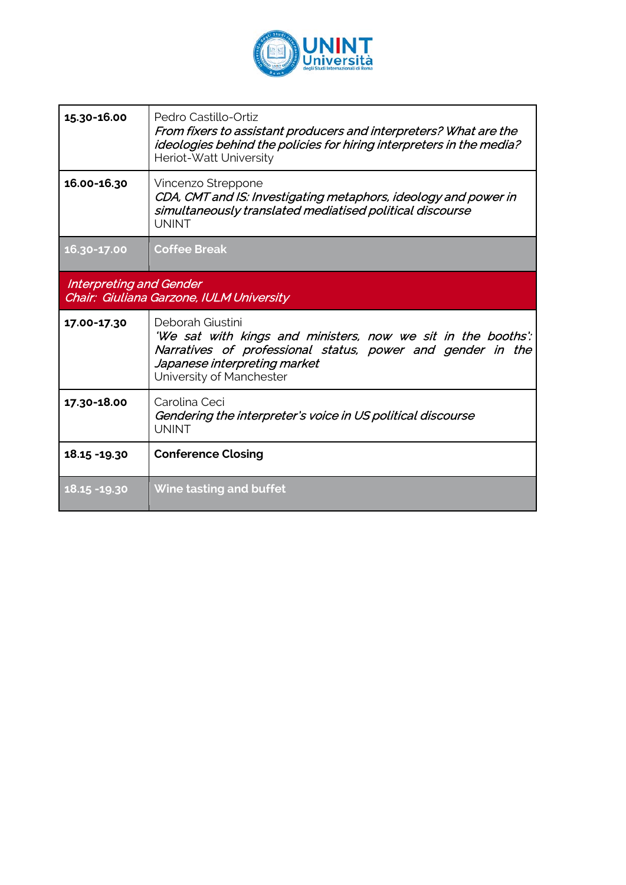| | |
|---|---|
| **15.30-16.00** | Pedro Castillo-Ortiz<br>*From fixers to assistant producers and interpreters? What are the ideologies behind the policies for hiring interpreters in the media?*<br>Heriot-Watt University |
| **16.00-16.30** | Vincenzo Streppone<br>*CDA, CMT and IS: Investigating metaphors, ideology and power in simultaneously translated mediatised political discourse*<br>UNINT |
| **16.30-17.00** | **Coffee Break** |
| *Interpreting and Gender*<br>*Chair: Giuliana Garzone, IULM University* | |
| **17.00-17.30** | Deborah Giustini<br>*'We sat with kings and ministers, now we sit in the booths': Narratives of professional status, power and gender in the Japanese interpreting market*<br>University of Manchester |
| **17.30-18.00** | Carolina Ceci<br>*Gendering the interpreter's voice in US political discourse*<br>UNINT |
| **18.15 -19.30** | **Conference Closing** |
| **18.15 -19.30** | **Wine tasting and buffet** |